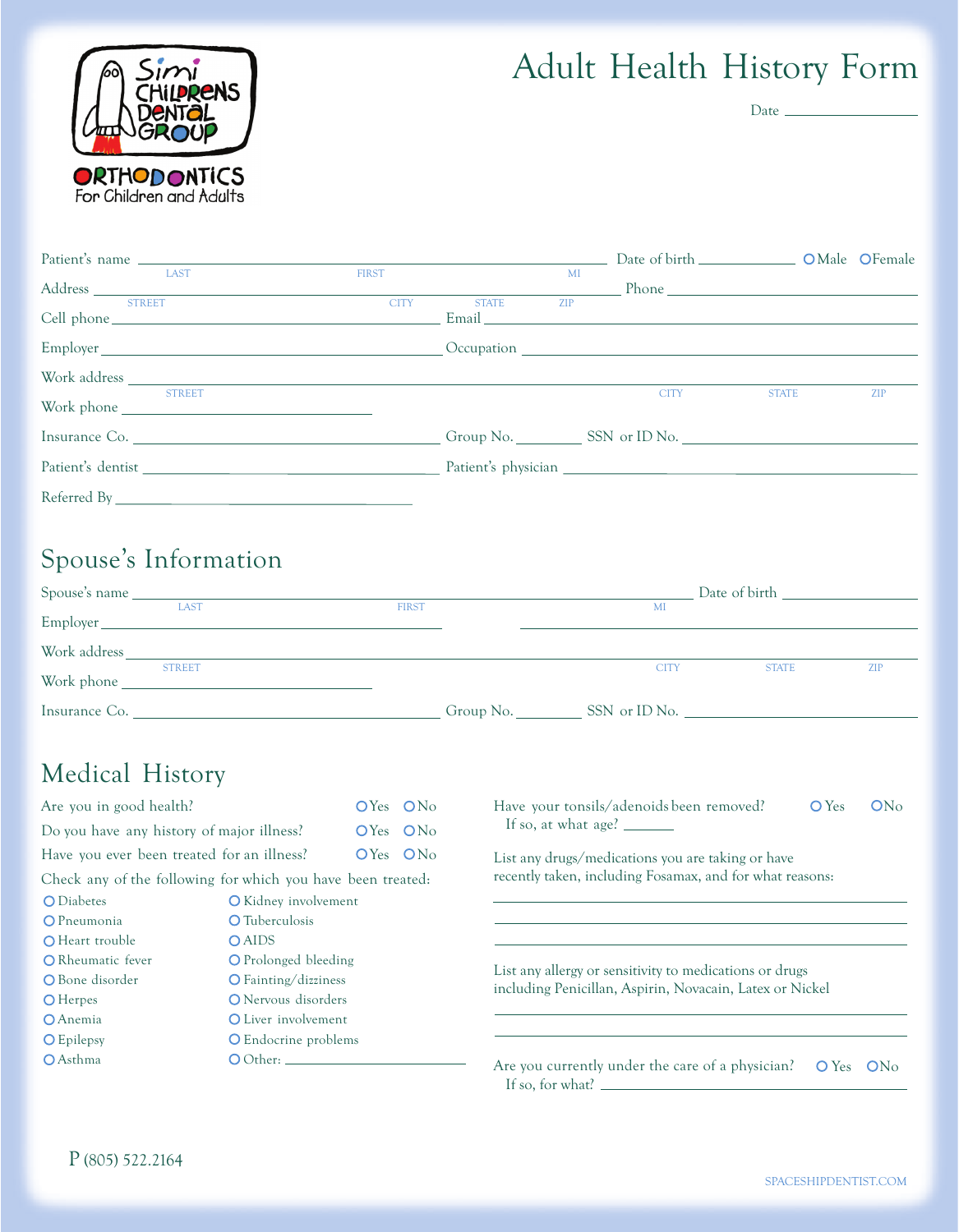Simi Childrens Dental Group

ORTHODONTICS
For Children and Adults

# Adult Health History Form

Date ________________

Patient's name ______________________________ Date of birth ____________ O Male O Female
LAST FIRST MI

Address ______________________________ Phone ______________________________
STREET CITY STATE ZIP

Cell phone ______________________________ Email ______________________________

Employer ______________________________ Occupation ______________________________

Work address ______________________________
STREET CITY STATE ZIP

Work phone ______________________________

Insurance Co. ______________________________ Group No. ________ SSN or ID No. ______________________________

Patient's dentist ______________________________ Patient's physician ______________________________

Referred By ______________________________

## Spouse's Information

Spouse's name ______________________________ Date of birth ______________________________
LAST FIRST MI

Employer ______________________________

Work address ______________________________
STREET CITY STATE ZIP

Work phone ______________________________

Insurance Co. ______________________________ Group No. ________ SSN or ID No. ______________________________

## Medical History

Are you in good health? O Yes O No

Do you have any history of major illness? O Yes O No

Have you ever been treated for an illness? O Yes O No

Check any of the following for which you have been treated:

- O Diabetes
- O Pneumonia
- O Heart trouble
- O Rheumatic fever
- O Bone disorder
- O Herpes
- O Anemia
- O Epilepsy
- O Asthma
- O Kidney involvement
- O Tuberculosis
- O AIDS
- O Prolonged bleeding
- O Fainting/dizziness
- O Nervous disorders
- O Liver involvement
- O Endocrine problems
- O Other: ______________________________

Have your tonsils/adenoids been removed? O Yes O No
If so, at what age? ______

List any drugs/medications you are taking or have recently taken, including Fosamax, and for what reasons:

______________________________

______________________________

______________________________

List any allergy or sensitivity to medications or drugs including Penicillan, Aspirin, Novacain, Latex or Nickel

______________________________

______________________________

Are you currently under the care of a physician? O Yes O No
If so, for what? ______________________________

P (805) 522.2164

SPACESHIPDENTIST.COM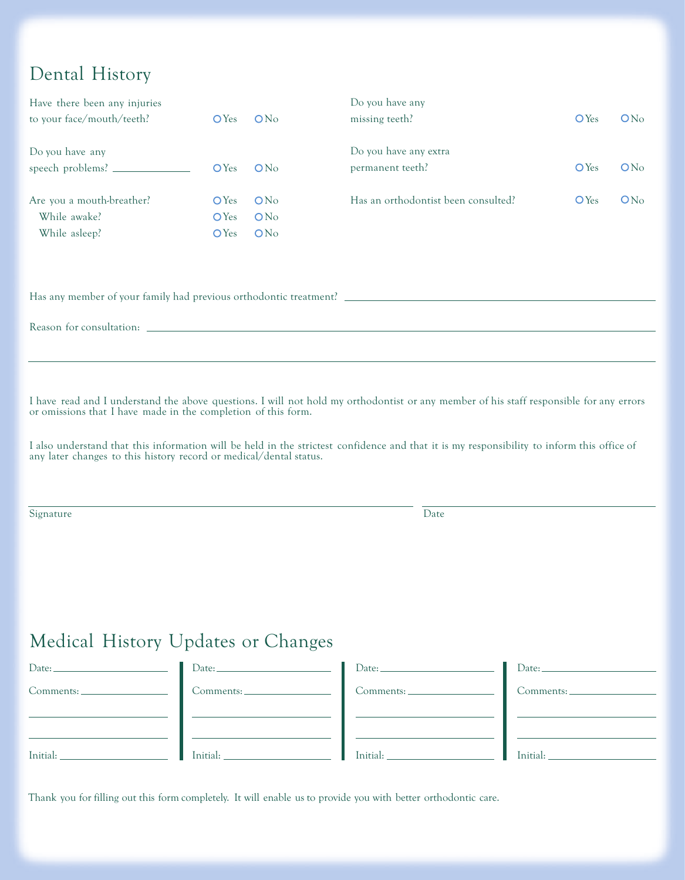## Dental History

Have there been any injuries to your face/mouth/teeth? ○ Yes ○ No

Do you have any speech problems? ______________ ○ Yes ○ No

Are you a mouth-breather? ○ Yes ○ No

- While awake? ○ Yes ○ No
- While asleep? ○ Yes ○ No

Do you have any missing teeth? ○ Yes ○ No

Do you have any extra permanent teeth? ○ Yes ○ No

Has an orthodontist been consulted? ○ Yes ○ No

Has any member of your family had previous orthodontic treatment? ______________________________

Reason for consultation: ______________________________

______________________________

I have read and I understand the above questions. I will not hold my orthodontist or any member of his staff responsible for any errors or omissions that I have made in the completion of this form.

I also understand that this information will be held in the strictest confidence and that it is my responsibility to inform this office of any later changes to this history record or medical/dental status.

______________________________ ______________________________
Signature Date

## Medical History Updates or Changes

Date: ______________
Comments: ______________
______________
______________
Initial: ______________

Date: ______________
Comments: ______________
______________
______________
Initial: ______________

Date: ______________
Comments: ______________
______________
______________
Initial: ______________

Date: ______________
Comments: ______________
______________
______________
Initial: ______________

Thank you for filling out this form completely. It will enable us to provide you with better orthodontic care.